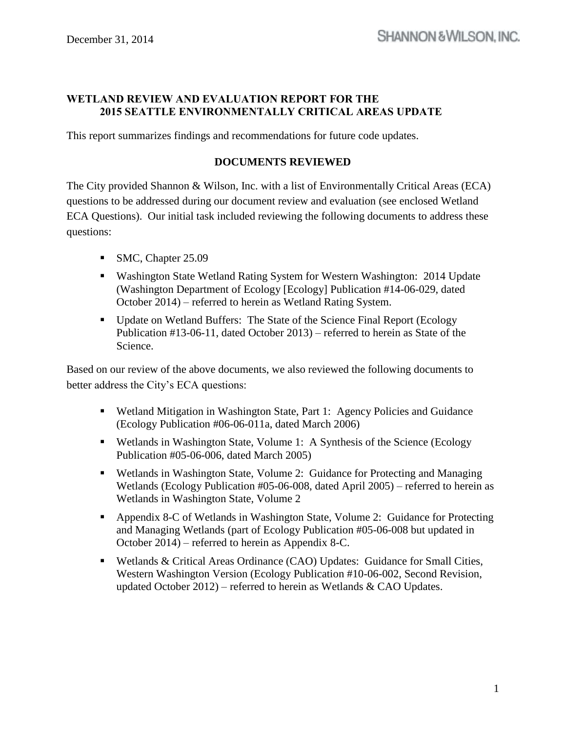December 31, 2014

SHANNON & WILSON, INC.

# WETLAND REVIEW AND EVALUATION REPORT FOR THE 2015 SEATTLE ENVIRONMENTALLY CRITICAL AREAS UPDATE

This report summarizes findings and recommendations for future code updates.

## DOCUMENTS REVIEWED

The City provided Shannon & Wilson, Inc. with a list of Environmentally Critical Areas (ECA) questions to be addressed during our document review and evaluation (see enclosed Wetland ECA Questions). Our initial task included reviewing the following documents to address these questions:

- SMC, Chapter 25.09
- Washington State Wetland Rating System for Western Washington: 2014 Update (Washington Department of Ecology [Ecology] Publication #14-06-029, dated October 2014) – referred to herein as Wetland Rating System.
- Update on Wetland Buffers: The State of the Science Final Report (Ecology Publication #13-06-11, dated October 2013) – referred to herein as State of the Science.

Based on our review of the above documents, we also reviewed the following documents to better address the City's ECA questions:

- Wetland Mitigation in Washington State, Part 1: Agency Policies and Guidance (Ecology Publication #06-06-011a, dated March 2006)
- Wetlands in Washington State, Volume 1: A Synthesis of the Science (Ecology Publication #05-06-006, dated March 2005)
- Wetlands in Washington State, Volume 2: Guidance for Protecting and Managing Wetlands (Ecology Publication #05-06-008, dated April 2005) – referred to herein as Wetlands in Washington State, Volume 2
- Appendix 8-C of Wetlands in Washington State, Volume 2: Guidance for Protecting and Managing Wetlands (part of Ecology Publication #05-06-008 but updated in October 2014) – referred to herein as Appendix 8-C.
- Wetlands & Critical Areas Ordinance (CAO) Updates: Guidance for Small Cities, Western Washington Version (Ecology Publication #10-06-002, Second Revision, updated October 2012) – referred to herein as Wetlands & CAO Updates.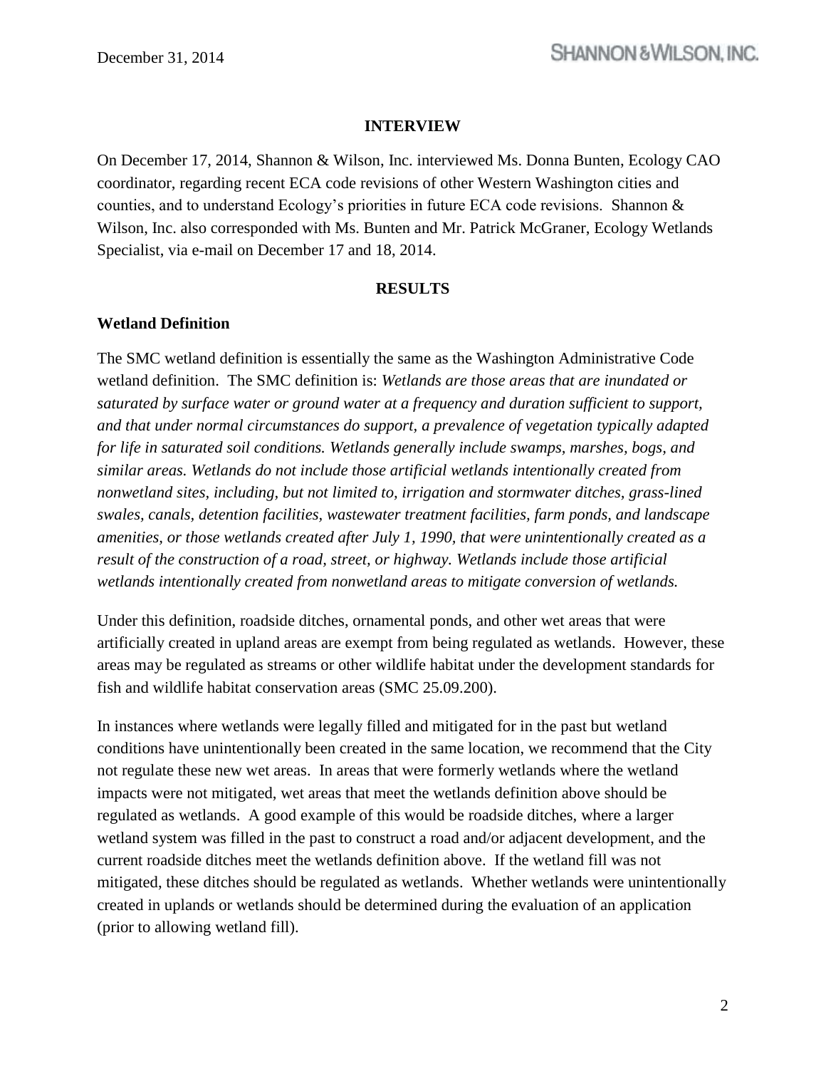## INTERVIEW

On December 17, 2014, Shannon & Wilson, Inc. interviewed Ms. Donna Bunten, Ecology CAO coordinator, regarding recent ECA code revisions of other Western Washington cities and counties, and to understand Ecology's priorities in future ECA code revisions. Shannon & Wilson, Inc. also corresponded with Ms. Bunten and Mr. Patrick McGraner, Ecology Wetlands Specialist, via e-mail on December 17 and 18, 2014.

## RESULTS

### Wetland Definition

The SMC wetland definition is essentially the same as the Washington Administrative Code wetland definition. The SMC definition is: *Wetlands are those areas that are inundated or saturated by surface water or ground water at a frequency and duration sufficient to support, and that under normal circumstances do support, a prevalence of vegetation typically adapted for life in saturated soil conditions. Wetlands generally include swamps, marshes, bogs, and similar areas. Wetlands do not include those artificial wetlands intentionally created from nonwetland sites, including, but not limited to, irrigation and stormwater ditches, grass-lined swales, canals, detention facilities, wastewater treatment facilities, farm ponds, and landscape amenities, or those wetlands created after July 1, 1990, that were unintentionally created as a result of the construction of a road, street, or highway. Wetlands include those artificial wetlands intentionally created from nonwetland areas to mitigate conversion of wetlands.*

Under this definition, roadside ditches, ornamental ponds, and other wet areas that were artificially created in upland areas are exempt from being regulated as wetlands. However, these areas may be regulated as streams or other wildlife habitat under the development standards for fish and wildlife habitat conservation areas (SMC 25.09.200).

In instances where wetlands were legally filled and mitigated for in the past but wetland conditions have unintentionally been created in the same location, we recommend that the City not regulate these new wet areas. In areas that were formerly wetlands where the wetland impacts were not mitigated, wet areas that meet the wetlands definition above should be regulated as wetlands. A good example of this would be roadside ditches, where a larger wetland system was filled in the past to construct a road and/or adjacent development, and the current roadside ditches meet the wetlands definition above. If the wetland fill was not mitigated, these ditches should be regulated as wetlands. Whether wetlands were unintentionally created in uplands or wetlands should be determined during the evaluation of an application (prior to allowing wetland fill).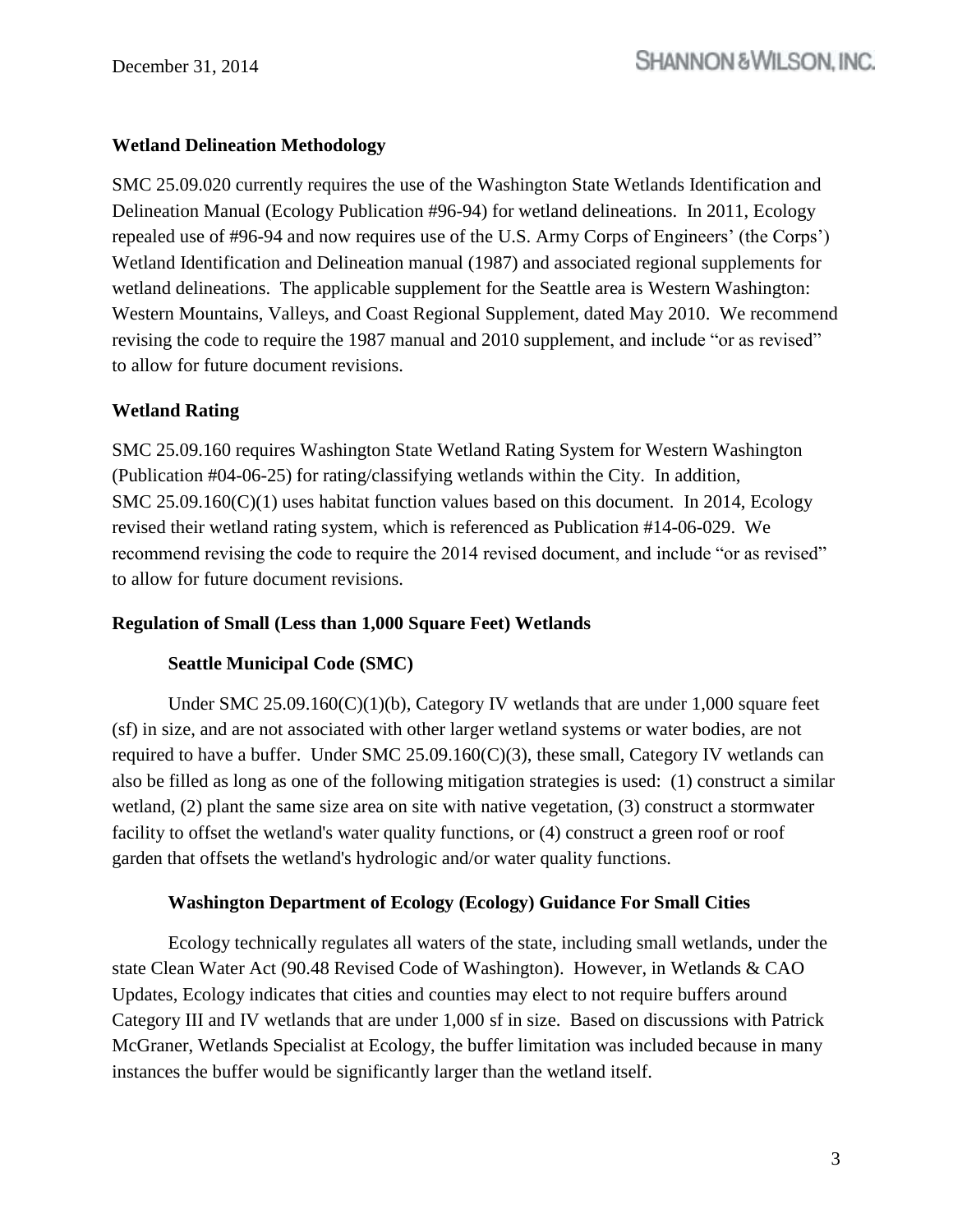## Wetland Delineation Methodology

SMC 25.09.020 currently requires the use of the Washington State Wetlands Identification and Delineation Manual (Ecology Publication #96-94) for wetland delineations. In 2011, Ecology repealed use of #96-94 and now requires use of the U.S. Army Corps of Engineers' (the Corps') Wetland Identification and Delineation manual (1987) and associated regional supplements for wetland delineations. The applicable supplement for the Seattle area is Western Washington: Western Mountains, Valleys, and Coast Regional Supplement, dated May 2010. We recommend revising the code to require the 1987 manual and 2010 supplement, and include "or as revised" to allow for future document revisions.

## Wetland Rating

SMC 25.09.160 requires Washington State Wetland Rating System for Western Washington (Publication #04-06-25) for rating/classifying wetlands within the City. In addition, SMC 25.09.160(C)(1) uses habitat function values based on this document. In 2014, Ecology revised their wetland rating system, which is referenced as Publication #14-06-029. We recommend revising the code to require the 2014 revised document, and include "or as revised" to allow for future document revisions.

## Regulation of Small (Less than 1,000 Square Feet) Wetlands

### Seattle Municipal Code (SMC)

Under SMC 25.09.160(C)(1)(b), Category IV wetlands that are under 1,000 square feet (sf) in size, and are not associated with other larger wetland systems or water bodies, are not required to have a buffer. Under SMC 25.09.160(C)(3), these small, Category IV wetlands can also be filled as long as one of the following mitigation strategies is used: (1) construct a similar wetland, (2) plant the same size area on site with native vegetation, (3) construct a stormwater facility to offset the wetland's water quality functions, or (4) construct a green roof or roof garden that offsets the wetland's hydrologic and/or water quality functions.

### Washington Department of Ecology (Ecology) Guidance For Small Cities

Ecology technically regulates all waters of the state, including small wetlands, under the state Clean Water Act (90.48 Revised Code of Washington). However, in Wetlands & CAO Updates, Ecology indicates that cities and counties may elect to not require buffers around Category III and IV wetlands that are under 1,000 sf in size. Based on discussions with Patrick McGraner, Wetlands Specialist at Ecology, the buffer limitation was included because in many instances the buffer would be significantly larger than the wetland itself.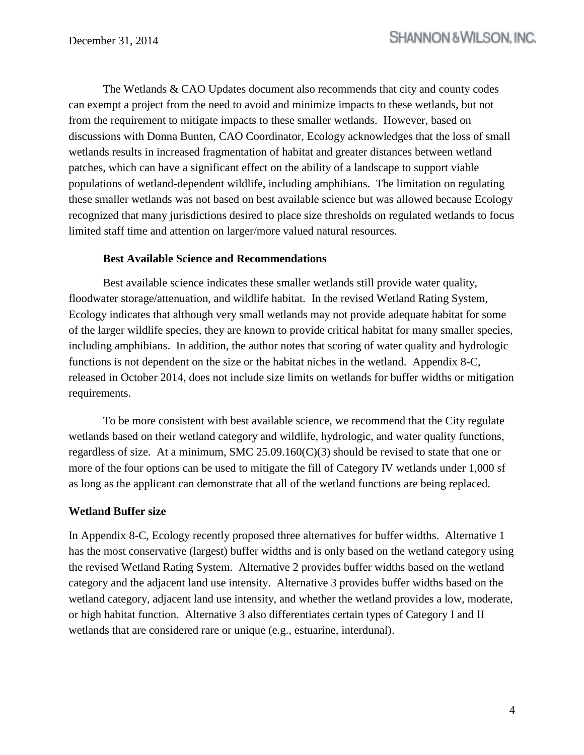The Wetlands & CAO Updates document also recommends that city and county codes can exempt a project from the need to avoid and minimize impacts to these wetlands, but not from the requirement to mitigate impacts to these smaller wetlands. However, based on discussions with Donna Bunten, CAO Coordinator, Ecology acknowledges that the loss of small wetlands results in increased fragmentation of habitat and greater distances between wetland patches, which can have a significant effect on the ability of a landscape to support viable populations of wetland-dependent wildlife, including amphibians. The limitation on regulating these smaller wetlands was not based on best available science but was allowed because Ecology recognized that many jurisdictions desired to place size thresholds on regulated wetlands to focus limited staff time and attention on larger/more valued natural resources.

**Best Available Science and Recommendations**

Best available science indicates these smaller wetlands still provide water quality, floodwater storage/attenuation, and wildlife habitat. In the revised Wetland Rating System, Ecology indicates that although very small wetlands may not provide adequate habitat for some of the larger wildlife species, they are known to provide critical habitat for many smaller species, including amphibians. In addition, the author notes that scoring of water quality and hydrologic functions is not dependent on the size or the habitat niches in the wetland. Appendix 8-C, released in October 2014, does not include size limits on wetlands for buffer widths or mitigation requirements.

To be more consistent with best available science, we recommend that the City regulate wetlands based on their wetland category and wildlife, hydrologic, and water quality functions, regardless of size. At a minimum, SMC 25.09.160(C)(3) should be revised to state that one or more of the four options can be used to mitigate the fill of Category IV wetlands under 1,000 sf as long as the applicant can demonstrate that all of the wetland functions are being replaced.

**Wetland Buffer size**

In Appendix 8-C, Ecology recently proposed three alternatives for buffer widths. Alternative 1 has the most conservative (largest) buffer widths and is only based on the wetland category using the revised Wetland Rating System. Alternative 2 provides buffer widths based on the wetland category and the adjacent land use intensity. Alternative 3 provides buffer widths based on the wetland category, adjacent land use intensity, and whether the wetland provides a low, moderate, or high habitat function. Alternative 3 also differentiates certain types of Category I and II wetlands that are considered rare or unique (e.g., estuarine, interdunal).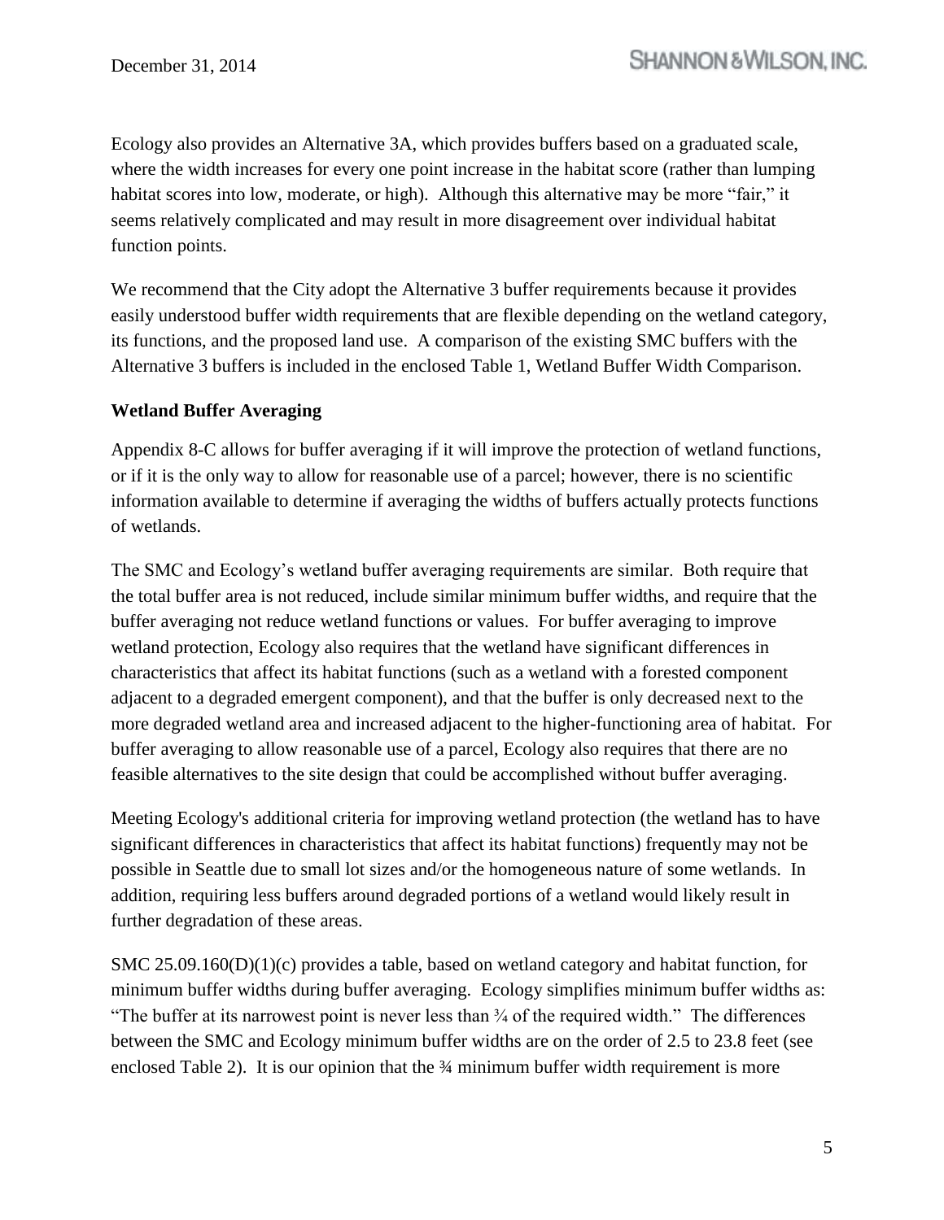Ecology also provides an Alternative 3A, which provides buffers based on a graduated scale, where the width increases for every one point increase in the habitat score (rather than lumping habitat scores into low, moderate, or high). Although this alternative may be more "fair," it seems relatively complicated and may result in more disagreement over individual habitat function points.

We recommend that the City adopt the Alternative 3 buffer requirements because it provides easily understood buffer width requirements that are flexible depending on the wetland category, its functions, and the proposed land use. A comparison of the existing SMC buffers with the Alternative 3 buffers is included in the enclosed Table 1, Wetland Buffer Width Comparison.

**Wetland Buffer Averaging**

Appendix 8-C allows for buffer averaging if it will improve the protection of wetland functions, or if it is the only way to allow for reasonable use of a parcel; however, there is no scientific information available to determine if averaging the widths of buffers actually protects functions of wetlands.

The SMC and Ecology's wetland buffer averaging requirements are similar. Both require that the total buffer area is not reduced, include similar minimum buffer widths, and require that the buffer averaging not reduce wetland functions or values. For buffer averaging to improve wetland protection, Ecology also requires that the wetland have significant differences in characteristics that affect its habitat functions (such as a wetland with a forested component adjacent to a degraded emergent component), and that the buffer is only decreased next to the more degraded wetland area and increased adjacent to the higher-functioning area of habitat. For buffer averaging to allow reasonable use of a parcel, Ecology also requires that there are no feasible alternatives to the site design that could be accomplished without buffer averaging.

Meeting Ecology's additional criteria for improving wetland protection (the wetland has to have significant differences in characteristics that affect its habitat functions) frequently may not be possible in Seattle due to small lot sizes and/or the homogeneous nature of some wetlands. In addition, requiring less buffers around degraded portions of a wetland would likely result in further degradation of these areas.

SMC 25.09.160(D)(1)(c) provides a table, based on wetland category and habitat function, for minimum buffer widths during buffer averaging. Ecology simplifies minimum buffer widths as: "The buffer at its narrowest point is never less than ¾ of the required width." The differences between the SMC and Ecology minimum buffer widths are on the order of 2.5 to 23.8 feet (see enclosed Table 2). It is our opinion that the ¾ minimum buffer width requirement is more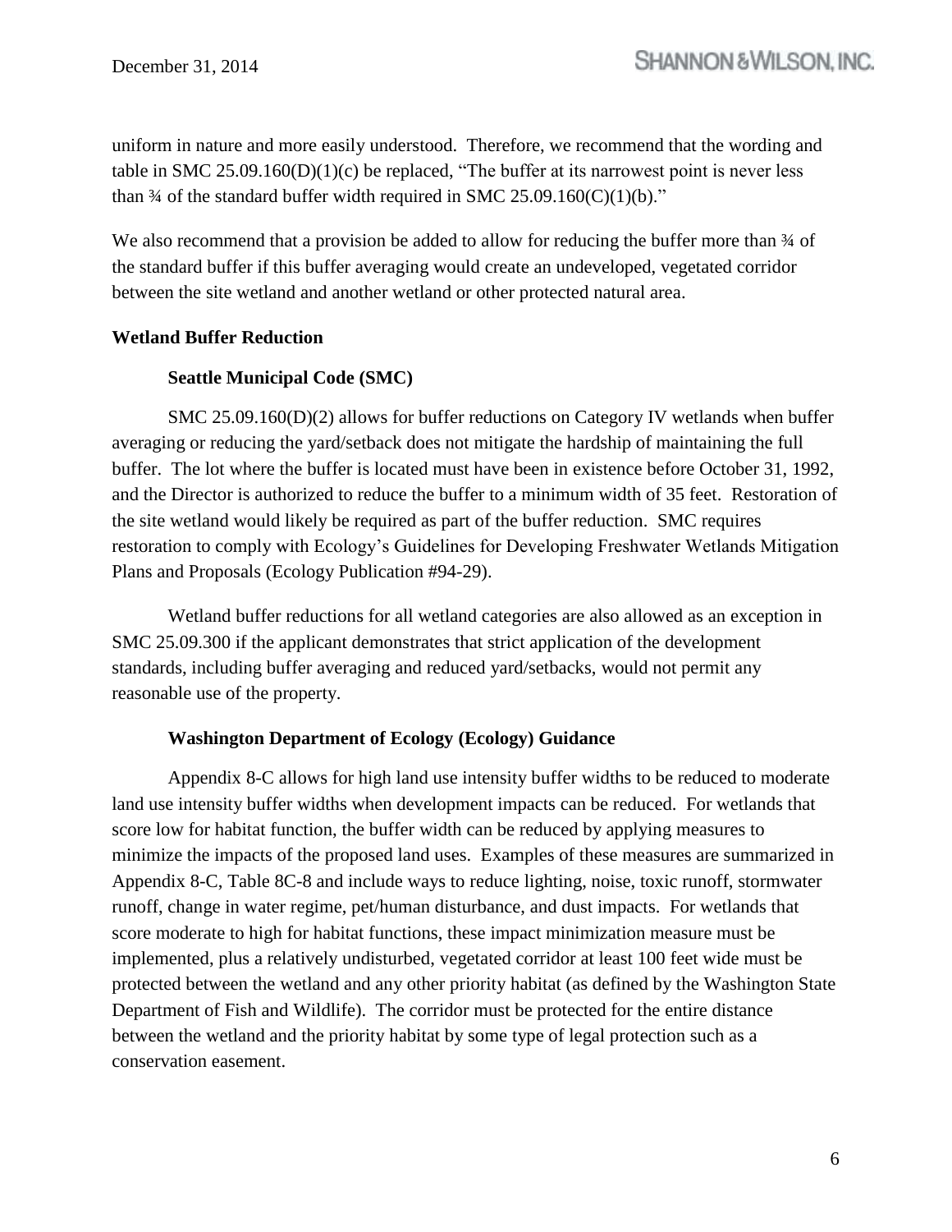uniform in nature and more easily understood. Therefore, we recommend that the wording and table in SMC 25.09.160(D)(1)(c) be replaced, "The buffer at its narrowest point is never less than ¾ of the standard buffer width required in SMC 25.09.160(C)(1)(b)."

We also recommend that a provision be added to allow for reducing the buffer more than ¾ of the standard buffer if this buffer averaging would create an undeveloped, vegetated corridor between the site wetland and another wetland or other protected natural area.

## Wetland Buffer Reduction

### Seattle Municipal Code (SMC)

SMC 25.09.160(D)(2) allows for buffer reductions on Category IV wetlands when buffer averaging or reducing the yard/setback does not mitigate the hardship of maintaining the full buffer. The lot where the buffer is located must have been in existence before October 31, 1992, and the Director is authorized to reduce the buffer to a minimum width of 35 feet. Restoration of the site wetland would likely be required as part of the buffer reduction. SMC requires restoration to comply with Ecology's Guidelines for Developing Freshwater Wetlands Mitigation Plans and Proposals (Ecology Publication #94-29).

Wetland buffer reductions for all wetland categories are also allowed as an exception in SMC 25.09.300 if the applicant demonstrates that strict application of the development standards, including buffer averaging and reduced yard/setbacks, would not permit any reasonable use of the property.

### Washington Department of Ecology (Ecology) Guidance

Appendix 8-C allows for high land use intensity buffer widths to be reduced to moderate land use intensity buffer widths when development impacts can be reduced. For wetlands that score low for habitat function, the buffer width can be reduced by applying measures to minimize the impacts of the proposed land uses. Examples of these measures are summarized in Appendix 8-C, Table 8C-8 and include ways to reduce lighting, noise, toxic runoff, stormwater runoff, change in water regime, pet/human disturbance, and dust impacts. For wetlands that score moderate to high for habitat functions, these impact minimization measure must be implemented, plus a relatively undisturbed, vegetated corridor at least 100 feet wide must be protected between the wetland and any other priority habitat (as defined by the Washington State Department of Fish and Wildlife). The corridor must be protected for the entire distance between the wetland and the priority habitat by some type of legal protection such as a conservation easement.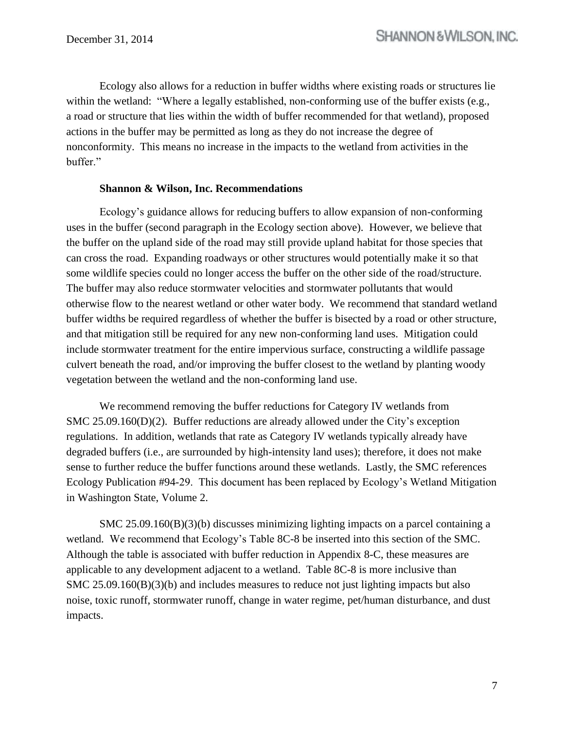Ecology also allows for a reduction in buffer widths where existing roads or structures lie within the wetland: "Where a legally established, non-conforming use of the buffer exists (e.g., a road or structure that lies within the width of buffer recommended for that wetland), proposed actions in the buffer may be permitted as long as they do not increase the degree of nonconformity. This means no increase in the impacts to the wetland from activities in the buffer."

**Shannon & Wilson, Inc. Recommendations**

Ecology's guidance allows for reducing buffers to allow expansion of non-conforming uses in the buffer (second paragraph in the Ecology section above). However, we believe that the buffer on the upland side of the road may still provide upland habitat for those species that can cross the road. Expanding roadways or other structures would potentially make it so that some wildlife species could no longer access the buffer on the other side of the road/structure. The buffer may also reduce stormwater velocities and stormwater pollutants that would otherwise flow to the nearest wetland or other water body. We recommend that standard wetland buffer widths be required regardless of whether the buffer is bisected by a road or other structure, and that mitigation still be required for any new non-conforming land uses. Mitigation could include stormwater treatment for the entire impervious surface, constructing a wildlife passage culvert beneath the road, and/or improving the buffer closest to the wetland by planting woody vegetation between the wetland and the non-conforming land use.

We recommend removing the buffer reductions for Category IV wetlands from SMC 25.09.160(D)(2). Buffer reductions are already allowed under the City's exception regulations. In addition, wetlands that rate as Category IV wetlands typically already have degraded buffers (i.e., are surrounded by high-intensity land uses); therefore, it does not make sense to further reduce the buffer functions around these wetlands. Lastly, the SMC references Ecology Publication #94-29. This document has been replaced by Ecology's Wetland Mitigation in Washington State, Volume 2.

SMC 25.09.160(B)(3)(b) discusses minimizing lighting impacts on a parcel containing a wetland. We recommend that Ecology's Table 8C-8 be inserted into this section of the SMC. Although the table is associated with buffer reduction in Appendix 8-C, these measures are applicable to any development adjacent to a wetland. Table 8C-8 is more inclusive than SMC 25.09.160(B)(3)(b) and includes measures to reduce not just lighting impacts but also noise, toxic runoff, stormwater runoff, change in water regime, pet/human disturbance, and dust impacts.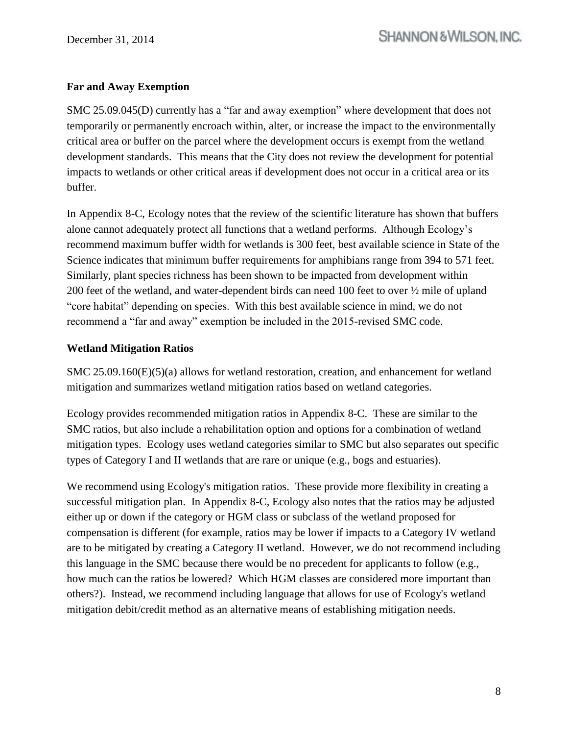## Far and Away Exemption

SMC 25.09.045(D) currently has a "far and away exemption" where development that does not temporarily or permanently encroach within, alter, or increase the impact to the environmentally critical area or buffer on the parcel where the development occurs is exempt from the wetland development standards. This means that the City does not review the development for potential impacts to wetlands or other critical areas if development does not occur in a critical area or its buffer.

In Appendix 8-C, Ecology notes that the review of the scientific literature has shown that buffers alone cannot adequately protect all functions that a wetland performs. Although Ecology's recommend maximum buffer width for wetlands is 300 feet, best available science in State of the Science indicates that minimum buffer requirements for amphibians range from 394 to 571 feet. Similarly, plant species richness has been shown to be impacted from development within 200 feet of the wetland, and water-dependent birds can need 100 feet to over ½ mile of upland "core habitat" depending on species. With this best available science in mind, we do not recommend a "far and away" exemption be included in the 2015-revised SMC code.

## Wetland Mitigation Ratios

SMC 25.09.160(E)(5)(a) allows for wetland restoration, creation, and enhancement for wetland mitigation and summarizes wetland mitigation ratios based on wetland categories.

Ecology provides recommended mitigation ratios in Appendix 8-C. These are similar to the SMC ratios, but also include a rehabilitation option and options for a combination of wetland mitigation types. Ecology uses wetland categories similar to SMC but also separates out specific types of Category I and II wetlands that are rare or unique (e.g., bogs and estuaries).

We recommend using Ecology's mitigation ratios. These provide more flexibility in creating a successful mitigation plan. In Appendix 8-C, Ecology also notes that the ratios may be adjusted either up or down if the category or HGM class or subclass of the wetland proposed for compensation is different (for example, ratios may be lower if impacts to a Category IV wetland are to be mitigated by creating a Category II wetland. However, we do not recommend including this language in the SMC because there would be no precedent for applicants to follow (e.g., how much can the ratios be lowered? Which HGM classes are considered more important than others?). Instead, we recommend including language that allows for use of Ecology's wetland mitigation debit/credit method as an alternative means of establishing mitigation needs.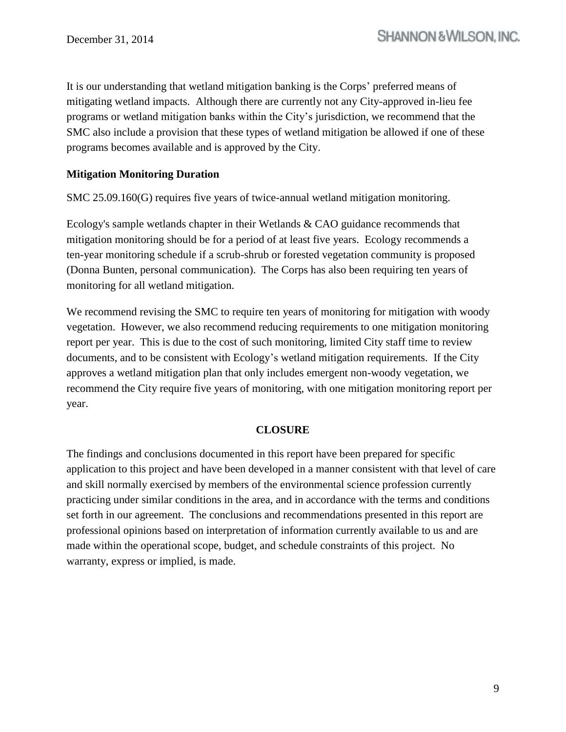It is our understanding that wetland mitigation banking is the Corps' preferred means of mitigating wetland impacts. Although there are currently not any City-approved in-lieu fee programs or wetland mitigation banks within the City's jurisdiction, we recommend that the SMC also include a provision that these types of wetland mitigation be allowed if one of these programs becomes available and is approved by the City.

**Mitigation Monitoring Duration**

SMC 25.09.160(G) requires five years of twice-annual wetland mitigation monitoring.

Ecology's sample wetlands chapter in their Wetlands & CAO guidance recommends that mitigation monitoring should be for a period of at least five years. Ecology recommends a ten-year monitoring schedule if a scrub-shrub or forested vegetation community is proposed (Donna Bunten, personal communication). The Corps has also been requiring ten years of monitoring for all wetland mitigation.

We recommend revising the SMC to require ten years of monitoring for mitigation with woody vegetation. However, we also recommend reducing requirements to one mitigation monitoring report per year. This is due to the cost of such monitoring, limited City staff time to review documents, and to be consistent with Ecology's wetland mitigation requirements. If the City approves a wetland mitigation plan that only includes emergent non-woody vegetation, we recommend the City require five years of monitoring, with one mitigation monitoring report per year.

## CLOSURE

The findings and conclusions documented in this report have been prepared for specific application to this project and have been developed in a manner consistent with that level of care and skill normally exercised by members of the environmental science profession currently practicing under similar conditions in the area, and in accordance with the terms and conditions set forth in our agreement. The conclusions and recommendations presented in this report are professional opinions based on interpretation of information currently available to us and are made within the operational scope, budget, and schedule constraints of this project. No warranty, express or implied, is made.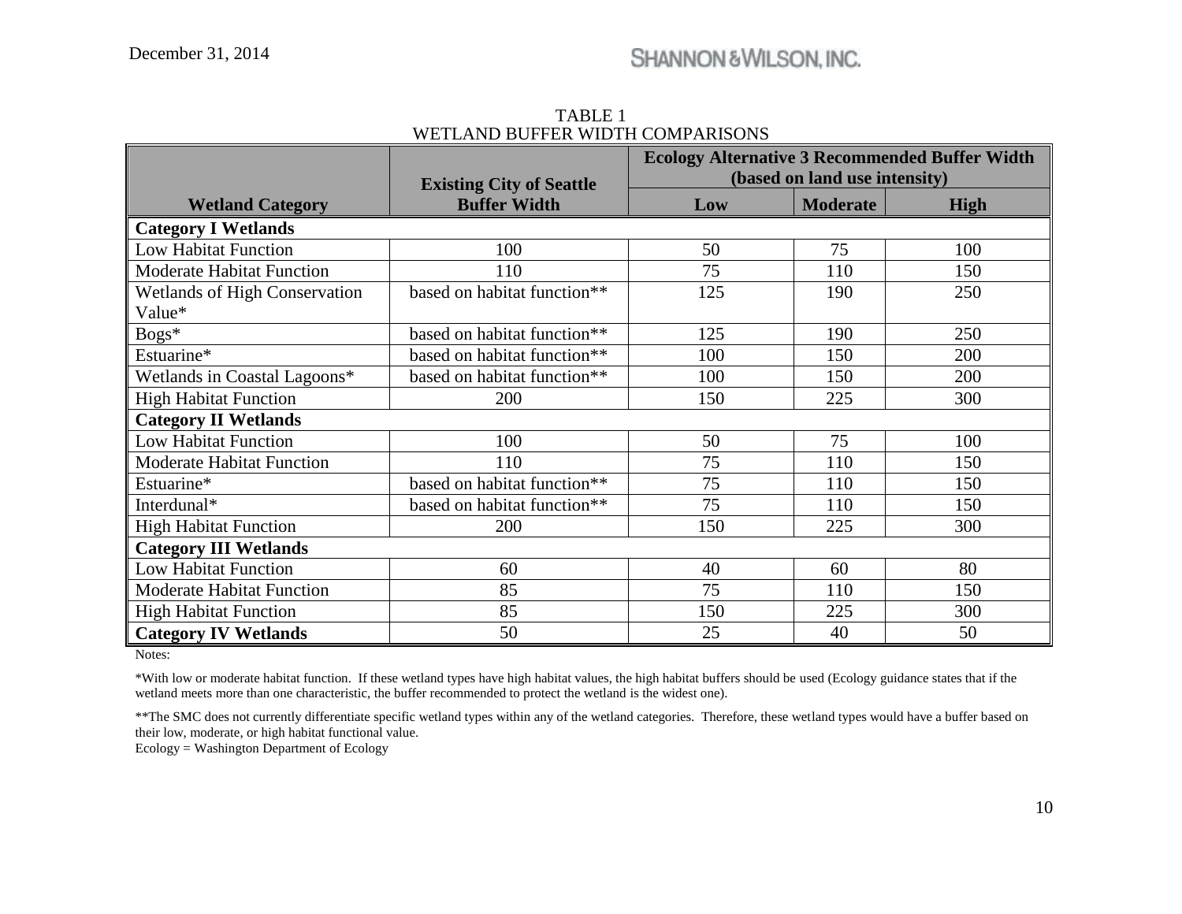TABLE 1
WETLAND BUFFER WIDTH COMPARISONS

| Wetland Category | Existing City of Seattle Buffer Width | Ecology Alternative 3 Recommended Buffer Width (based on land use intensity) | | |
|---|---|---|---|---|
| | | Low | Moderate | High |
| **Category I Wetlands** | | | | |
| Low Habitat Function | 100 | 50 | 75 | 100 |
| Moderate Habitat Function | 110 | 75 | 110 | 150 |
| Wetlands of High Conservation Value* | based on habitat function** | 125 | 190 | 250 |
| Bogs* | based on habitat function** | 125 | 190 | 250 |
| Estuarine* | based on habitat function** | 100 | 150 | 200 |
| Wetlands in Coastal Lagoons* | based on habitat function** | 100 | 150 | 200 |
| High Habitat Function | 200 | 150 | 225 | 300 |
| **Category II Wetlands** | | | | |
| Low Habitat Function | 100 | 50 | 75 | 100 |
| Moderate Habitat Function | 110 | 75 | 110 | 150 |
| Estuarine* | based on habitat function** | 75 | 110 | 150 |
| Interdunal* | based on habitat function** | 75 | 110 | 150 |
| High Habitat Function | 200 | 150 | 225 | 300 |
| **Category III Wetlands** | | | | |
| Low Habitat Function | 60 | 40 | 60 | 80 |
| Moderate Habitat Function | 85 | 75 | 110 | 150 |
| High Habitat Function | 85 | 150 | 225 | 300 |
| **Category IV Wetlands** | 50 | 25 | 40 | 50 |

Notes:

*With low or moderate habitat function. If these wetland types have high habitat values, the high habitat buffers should be used (Ecology guidance states that if the wetland meets more than one characteristic, the buffer recommended to protect the wetland is the widest one).

**The SMC does not currently differentiate specific wetland types within any of the wetland categories. Therefore, these wetland types would have a buffer based on their low, moderate, or high habitat functional value.

Ecology = Washington Department of Ecology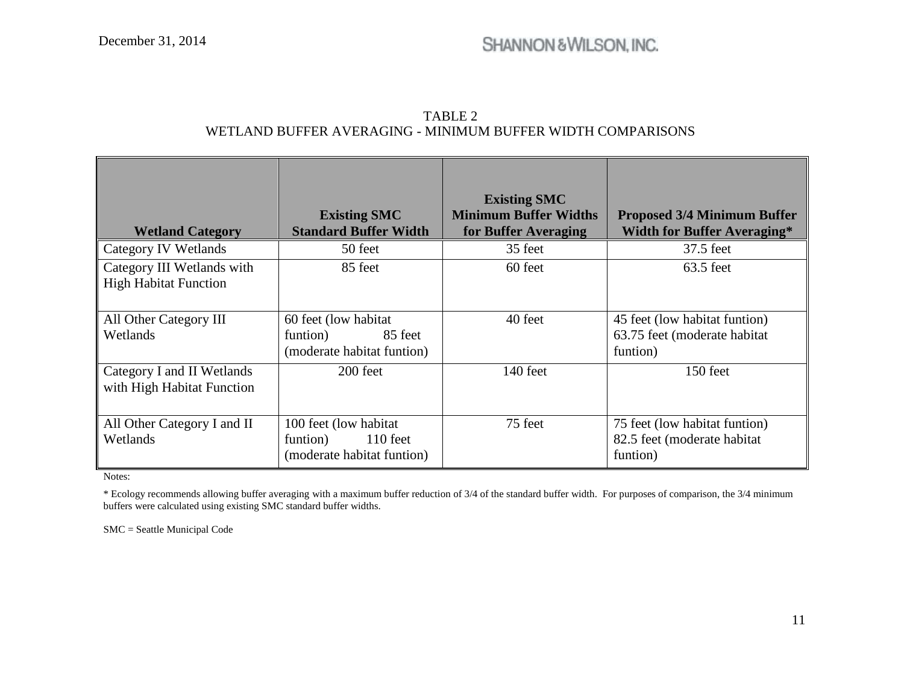## TABLE 2
## WETLAND BUFFER AVERAGING - MINIMUM BUFFER WIDTH COMPARISONS

| Wetland Category | Existing SMC Standard Buffer Width | Existing SMC Minimum Buffer Widths for Buffer Averaging | Proposed 3/4 Minimum Buffer Width for Buffer Averaging* |
|---|---|---|---|
| Category IV Wetlands | 50 feet | 35 feet | 37.5 feet |
| Category III Wetlands with High Habitat Function | 85 feet | 60 feet | 63.5 feet |
| All Other Category III Wetlands | 60 feet (low habitat funtion) 85 feet (moderate habitat funtion) | 40 feet | 45 feet (low habitat funtion) 63.75 feet (moderate habitat funtion) |
| Category I and II Wetlands with High Habitat Function | 200 feet | 140 feet | 150 feet |
| All Other Category I and II Wetlands | 100 feet (low habitat funtion) 110 feet (moderate habitat funtion) | 75 feet | 75 feet (low habitat funtion) 82.5 feet (moderate habitat funtion) |

Notes:

* Ecology recommends allowing buffer averaging with a maximum buffer reduction of 3/4 of the standard buffer width. For purposes of comparison, the 3/4 minimum buffers were calculated using existing SMC standard buffer widths.

SMC = Seattle Municipal Code